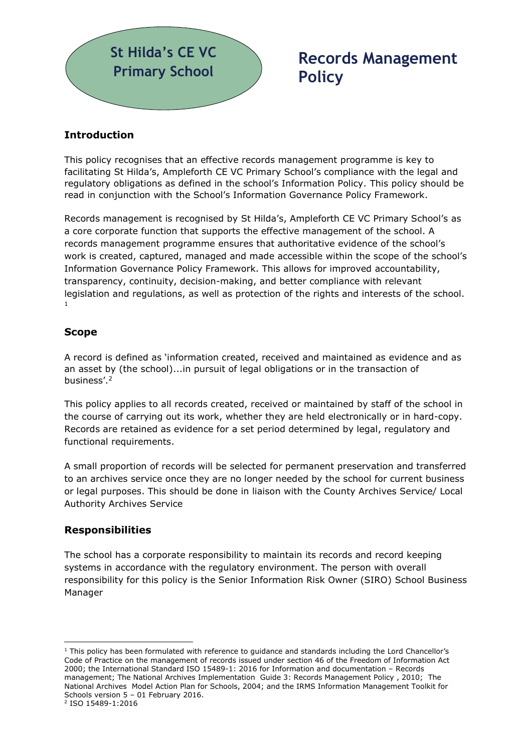**St Hilda's CE VC Primary School**

# Records Management Policy

## Introduction

This policy recognises that an effective records management programme is key to facilitating St Hilda's, Ampleforth CE VC Primary School's compliance with the legal and regulatory obligations as defined in the school's Information Policy. This policy should be read in conjunction with the School's Information Governance Policy Framework.

Records management is recognised by St Hilda's, Ampleforth CE VC Primary School's as a core corporate function that supports the effective management of the school. A records management programme ensures that authoritative evidence of the school's work is created, captured, managed and made accessible within the scope of the school's Information Governance Policy Framework. This allows for improved accountability, transparency, continuity, decision-making, and better compliance with relevant legislation and regulations, as well as protection of the rights and interests of the school.[1]

## Scope

A record is defined as 'information created, received and maintained as evidence and as an asset by (the school)...in pursuit of legal obligations or in the transaction of business'.[2]

This policy applies to all records created, received or maintained by staff of the school in the course of carrying out its work, whether they are held electronically or in hard-copy. Records are retained as evidence for a set period determined by legal, regulatory and functional requirements.

A small proportion of records will be selected for permanent preservation and transferred to an archives service once they are no longer needed by the school for current business or legal purposes. This should be done in liaison with the County Archives Service/ Local Authority Archives Service

## Responsibilities

The school has a corporate responsibility to maintain its records and record keeping systems in accordance with the regulatory environment. The person with overall responsibility for this policy is the Senior Information Risk Owner (SIRO) School Business Manager

---

[1] This policy has been formulated with reference to guidance and standards including the Lord Chancellor's Code of Practice on the management of records issued under section 46 of the Freedom of Information Act 2000; the International Standard ISO 15489-1: 2016 for Information and documentation – Records management; The National Archives Implementation Guide 3: Records Management Policy , 2010; The National Archives Model Action Plan for Schools, 2004; and the IRMS Information Management Toolkit for Schools version 5 – 01 February 2016.

[2] ISO 15489-1:2016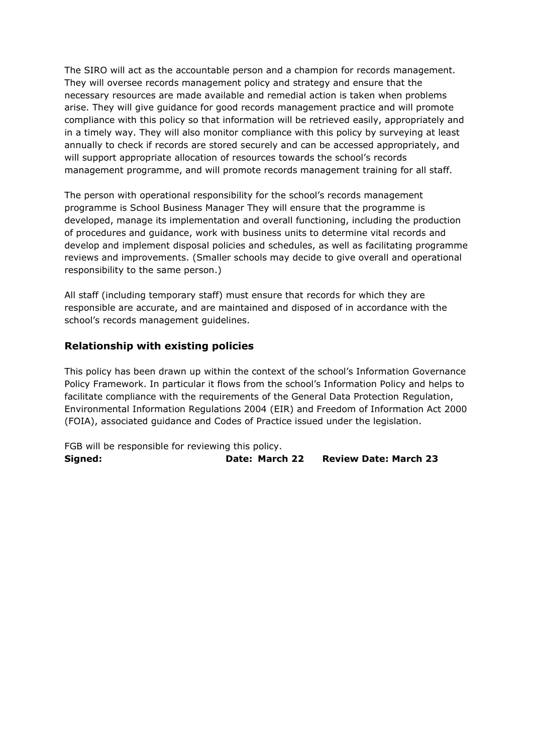The SIRO will act as the accountable person and a champion for records management. They will oversee records management policy and strategy and ensure that the necessary resources are made available and remedial action is taken when problems arise. They will give guidance for good records management practice and will promote compliance with this policy so that information will be retrieved easily, appropriately and in a timely way. They will also monitor compliance with this policy by surveying at least annually to check if records are stored securely and can be accessed appropriately, and will support appropriate allocation of resources towards the school's records management programme, and will promote records management training for all staff.

The person with operational responsibility for the school's records management programme is School Business Manager They will ensure that the programme is developed, manage its implementation and overall functioning, including the production of procedures and guidance, work with business units to determine vital records and develop and implement disposal policies and schedules, as well as facilitating programme reviews and improvements. (Smaller schools may decide to give overall and operational responsibility to the same person.)

All staff (including temporary staff) must ensure that records for which they are responsible are accurate, and are maintained and disposed of in accordance with the school's records management guidelines.

## Relationship with existing policies

This policy has been drawn up within the context of the school's Information Governance Policy Framework. In particular it flows from the school's Information Policy and helps to facilitate compliance with the requirements of the General Data Protection Regulation, Environmental Information Regulations 2004 (EIR) and Freedom of Information Act 2000 (FOIA), associated guidance and Codes of Practice issued under the legislation.

FGB will be responsible for reviewing this policy.

**Signed:** **Date: March 22** **Review Date: March 23**